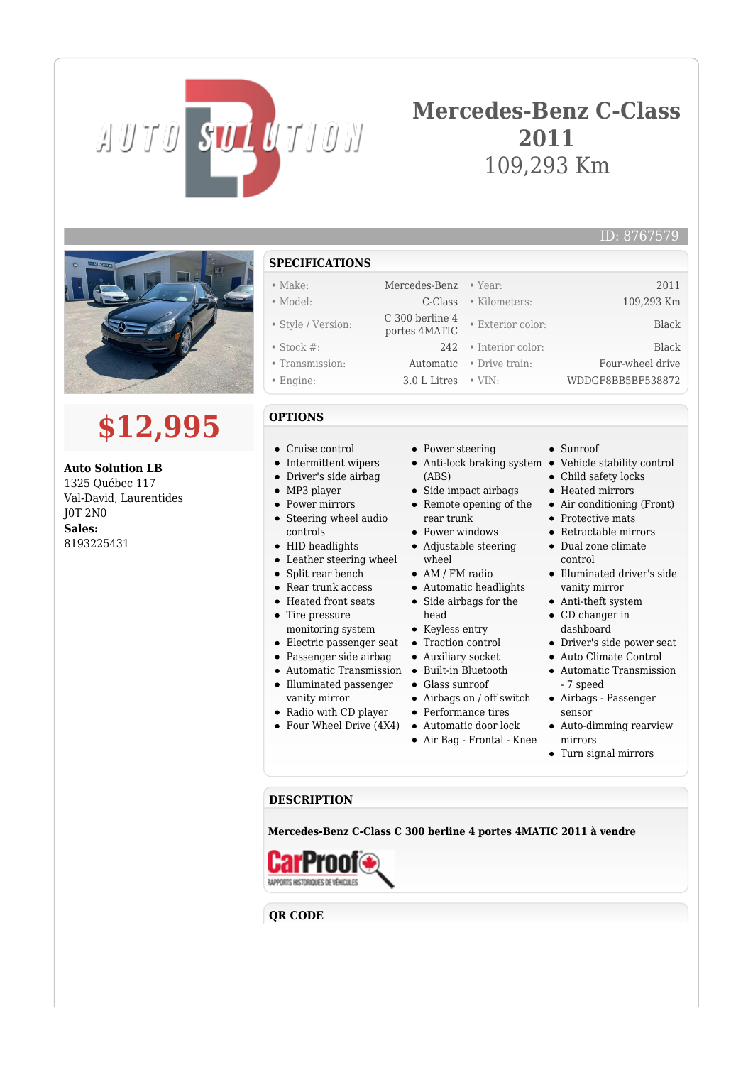# Mercedes-Benz C-Class 2011

109,293 Km

ID: 8767579

# $12,995

**Auto Solution LB**
1325 Québec 117
Val-David, Laurentides
J0T 2N0
**Sales:**
8193225431

## SPECIFICATIONS

| | | | |
|---|---|---|---|
| • Make: | Mercedes-Benz | • Year: | 2011 |
| • Model: | C-Class | • Kilometers: | 109,293 Km |
| • Style / Version: | C 300 berline 4 portes 4MATIC | • Exterior color: | Black |
| • Stock #: | 242 | • Interior color: | Black |
| • Transmission: | Automatic | • Drive train: | Four-wheel drive |
| • Engine: | 3.0 L Litres | • VIN: | WDDGF8BB5BF538872 |

## OPTIONS

- Cruise control
- Intermittent wipers
- Driver's side airbag
- MP3 player
- Power mirrors
- Steering wheel audio controls
- HID headlights
- Leather steering wheel
- Split rear bench
- Rear trunk access
- Heated front seats
- Tire pressure monitoring system
- Electric passenger seat
- Passenger side airbag
- Automatic Transmission
- Illuminated passenger vanity mirror
- Radio with CD player
- Four Wheel Drive (4X4)
- Power steering
- Anti-lock braking system (ABS)
- Side impact airbags
- Remote opening of the rear trunk
- Power windows
- Adjustable steering wheel
- AM / FM radio
- Automatic headlights
- Side airbags for the head
- Keyless entry
- Traction control
- Auxiliary socket
- Built-in Bluetooth
- Glass sunroof
- Airbags on / off switch
- Performance tires
- Automatic door lock
- Air Bag - Frontal - Knee
- Sunroof
- Vehicle stability control
- Child safety locks
- Heated mirrors
- Air conditioning (Front)
- Protective mats
- Retractable mirrors
- Dual zone climate control
- Illuminated driver's side vanity mirror
- Anti-theft system
- CD changer in dashboard
- Driver's side power seat
- Auto Climate Control
- Automatic Transmission - 7 speed
- Airbags - Passenger sensor
- Auto-dimming rearview mirrors
- Turn signal mirrors

## DESCRIPTION

**Mercedes-Benz C-Class C 300 berline 4 portes 4MATIC 2011 à vendre**

CarProof
RAPPORTS HISTORIQUES DE VÉHICULES

## QR CODE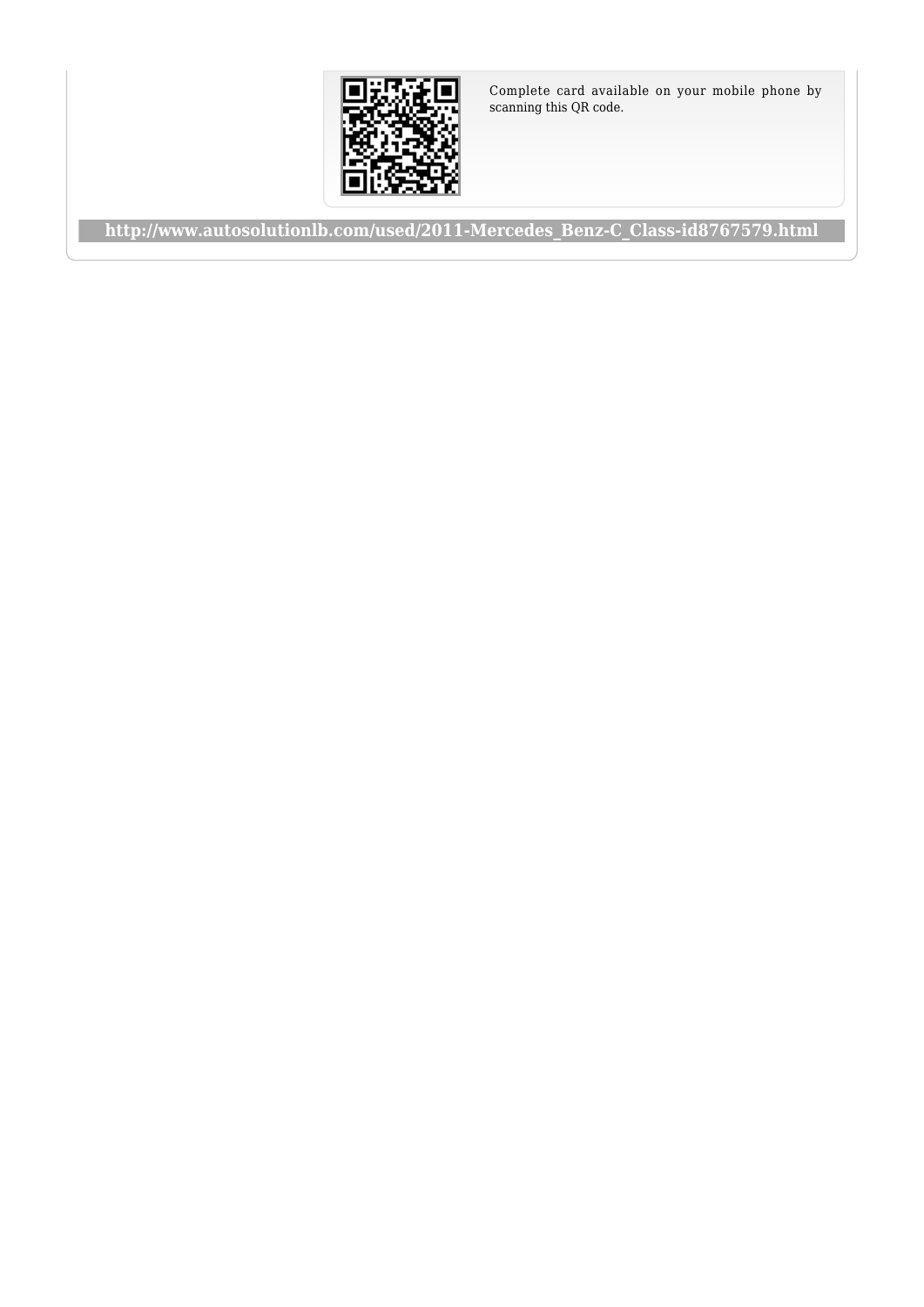Complete card available on your mobile phone by scanning this QR code.

**http://www.autosolutionlb.com/used/2011-Mercedes_Benz-C_Class-id8767579.html**